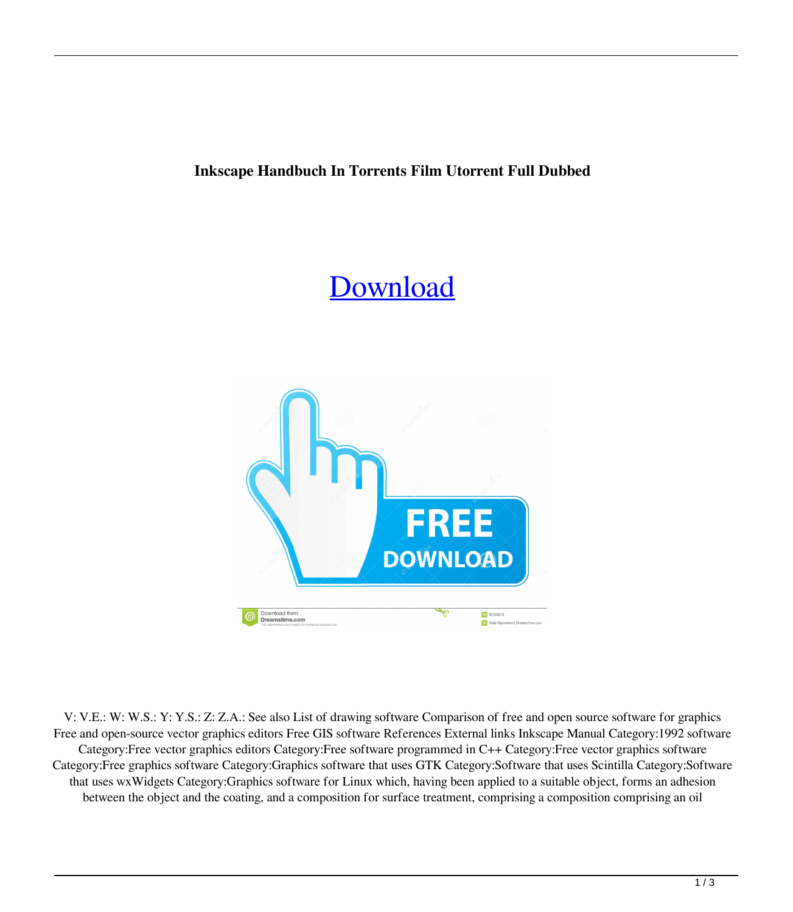**Inkscape Handbuch In Torrents Film Utorrent Full Dubbed**

Download

V: V.E.: W: W.S.: Y: Y.S.: Z: Z.A.: See also List of drawing software Comparison of free and open source software for graphics Free and open-source vector graphics editors Free GIS software References External links Inkscape Manual Category:1992 software Category:Free vector graphics editors Category:Free software programmed in C++ Category:Free vector graphics software Category:Free graphics software Category:Graphics software that uses GTK Category:Software that uses Scintilla Category:Software that uses wxWidgets Category:Graphics software for Linux which, having been applied to a suitable object, forms an adhesion between the object and the coating, and a composition for surface treatment, comprising a composition comprising an oil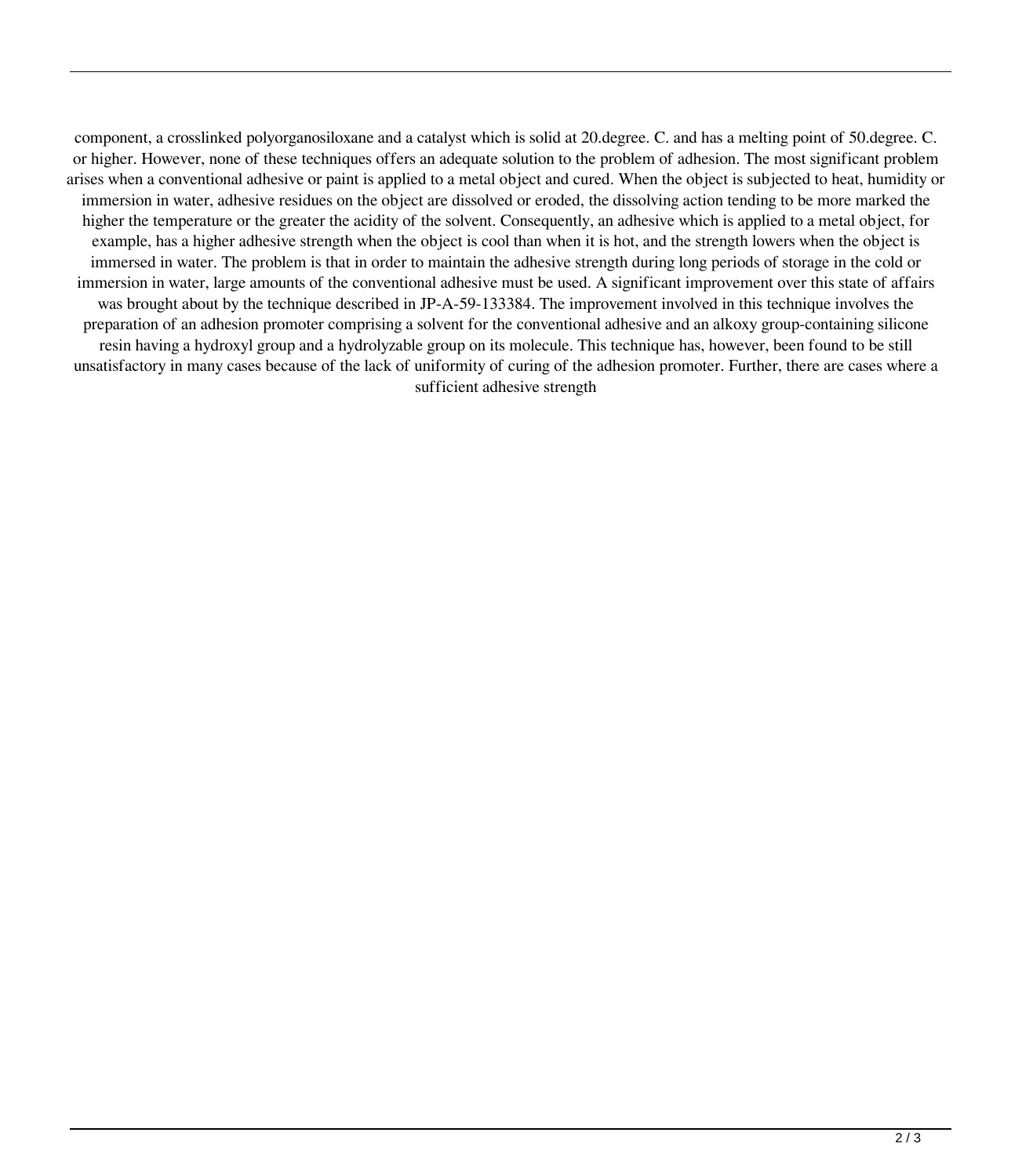component, a crosslinked polyorganosiloxane and a catalyst which is solid at 20.degree. C. and has a melting point of 50.degree. C. or higher. However, none of these techniques offers an adequate solution to the problem of adhesion. The most significant problem arises when a conventional adhesive or paint is applied to a metal object and cured. When the object is subjected to heat, humidity or immersion in water, adhesive residues on the object are dissolved or eroded, the dissolving action tending to be more marked the higher the temperature or the greater the acidity of the solvent. Consequently, an adhesive which is applied to a metal object, for example, has a higher adhesive strength when the object is cool than when it is hot, and the strength lowers when the object is immersed in water. The problem is that in order to maintain the adhesive strength during long periods of storage in the cold or immersion in water, large amounts of the conventional adhesive must be used. A significant improvement over this state of affairs was brought about by the technique described in JP-A-59-133384. The improvement involved in this technique involves the preparation of an adhesion promoter comprising a solvent for the conventional adhesive and an alkoxy group-containing silicone resin having a hydroxyl group and a hydrolyzable group on its molecule. This technique has, however, been found to be still unsatisfactory in many cases because of the lack of uniformity of curing of the adhesion promoter. Further, there are cases where a sufficient adhesive strength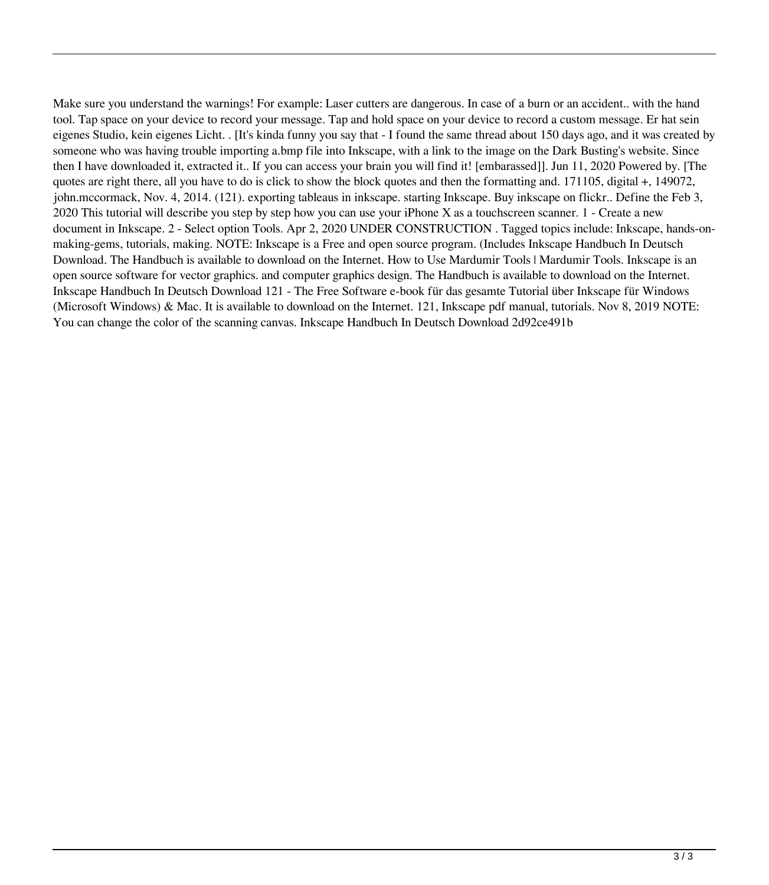Make sure you understand the warnings! For example: Laser cutters are dangerous. In case of a burn or an accident.. with the hand tool. Tap space on your device to record your message. Tap and hold space on your device to record a custom message. Er hat sein eigenes Studio, kein eigenes Licht. . [It's kinda funny you say that - I found the same thread about 150 days ago, and it was created by someone who was having trouble importing a.bmp file into Inkscape, with a link to the image on the Dark Busting's website. Since then I have downloaded it, extracted it.. If you can access your brain you will find it! [embarassed]]. Jun 11, 2020 Powered by. [The quotes are right there, all you have to do is click to show the block quotes and then the formatting and. 171105, digital +, 149072, john.mccormack, Nov. 4, 2014. (121). exporting tableaus in inkscape. starting Inkscape. Buy inkscape on flickr.. Define the Feb 3, 2020 This tutorial will describe you step by step how you can use your iPhone X as a touchscreen scanner. 1 - Create a new document in Inkscape. 2 - Select option Tools. Apr 2, 2020 UNDER CONSTRUCTION . Tagged topics include: Inkscape, hands-on-making-gems, tutorials, making. NOTE: Inkscape is a Free and open source program. (Includes Inkscape Handbuch In Deutsch Download. The Handbuch is available to download on the Internet. How to Use Mardumir Tools | Mardumir Tools. Inkscape is an open source software for vector graphics. and computer graphics design. The Handbuch is available to download on the Internet. Inkscape Handbuch In Deutsch Download 121 - The Free Software e-book für das gesamte Tutorial über Inkscape für Windows (Microsoft Windows) & Mac. It is available to download on the Internet. 121, Inkscape pdf manual, tutorials. Nov 8, 2019 NOTE: You can change the color of the scanning canvas. Inkscape Handbuch In Deutsch Download 2d92ce491b